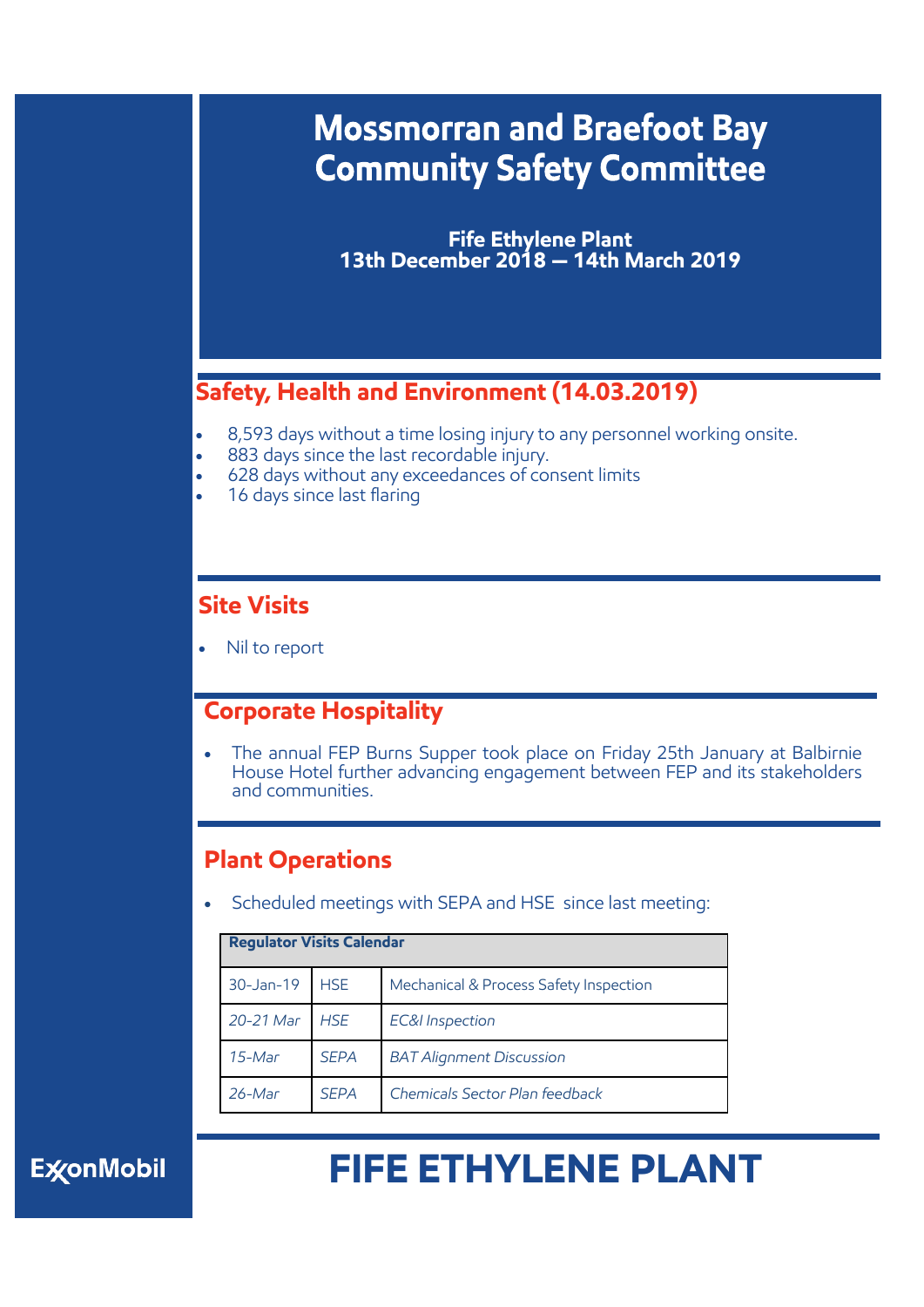# Mossmorran and Braefoot Bay Community Safety Committee

**Fife Ethylene Plant**
**13th December 2018 — 14th March 2019**

## Safety, Health and Environment (14.03.2019)

- 8,593 days without a time losing injury to any personnel working onsite.
- 883 days since the last recordable injury.
- 628 days without any exceedances of consent limits
- 16 days since last flaring

## Site Visits

- Nil to report

## Corporate Hospitality

- The annual FEP Burns Supper took place on Friday 25th January at Balbirnie House Hotel further advancing engagement between FEP and its stakeholders and communities.

## Plant Operations

- Scheduled meetings with SEPA and HSE since last meeting:

| Regulator Visits Calendar | | |
|---|---|---|
| 30-Jan-19 | HSE | Mechanical & Process Safety Inspection |
| *20-21 Mar* | *HSE* | *EC&I Inspection* |
| *15-Mar* | *SEPA* | *BAT Alignment Discussion* |
| *26-Mar* | *SEPA* | *Chemicals Sector Plan feedback* |

ExxonMobil

# FIFE ETHYLENE PLANT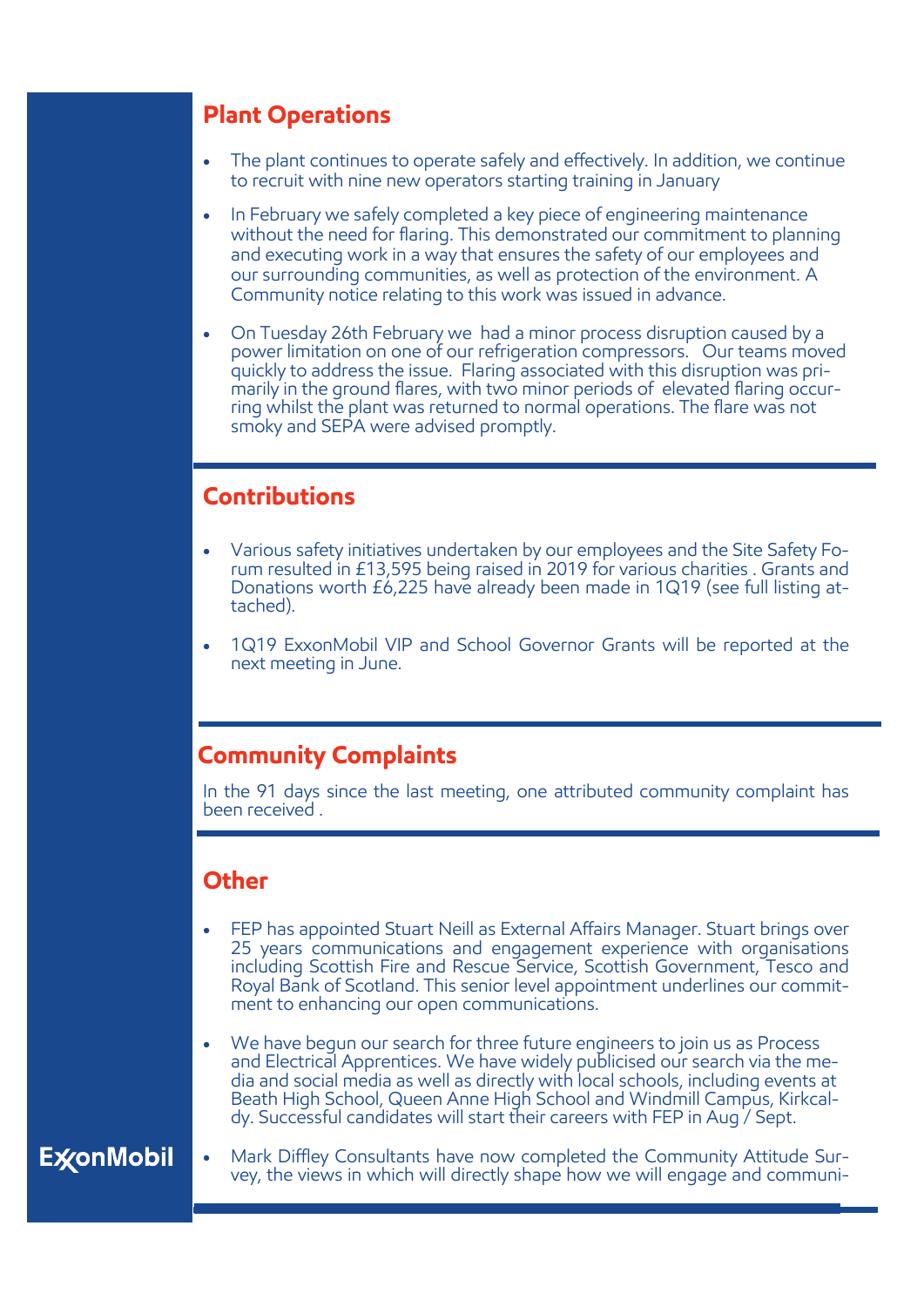## Plant Operations

- The plant continues to operate safely and effectively. In addition, we continue to recruit with nine new operators starting training in January
- In February we safely completed a key piece of engineering maintenance without the need for flaring. This demonstrated our commitment to planning and executing work in a way that ensures the safety of our employees and our surrounding communities, as well as protection of the environment. A Community notice relating to this work was issued in advance.
- On Tuesday 26th February we had a minor process disruption caused by a power limitation on one of our refrigeration compressors. Our teams moved quickly to address the issue. Flaring associated with this disruption was primarily in the ground flares, with two minor periods of elevated flaring occurring whilst the plant was returned to normal operations. The flare was not smoky and SEPA were advised promptly.

## Contributions

- Various safety initiatives undertaken by our employees and the Site Safety Forum resulted in £13,595 being raised in 2019 for various charities . Grants and Donations worth £6,225 have already been made in 1Q19 (see full listing attached).
- 1Q19 ExxonMobil VIP and School Governor Grants will be reported at the next meeting in June.

## Community Complaints

In the 91 days since the last meeting, one attributed community complaint has been received .

## Other

- FEP has appointed Stuart Neill as External Affairs Manager. Stuart brings over 25 years communications and engagement experience with organisations including Scottish Fire and Rescue Service, Scottish Government, Tesco and Royal Bank of Scotland. This senior level appointment underlines our commitment to enhancing our open communications.
- We have begun our search for three future engineers to join us as Process and Electrical Apprentices. We have widely publicised our search via the media and social media as well as directly with local schools, including events at Beath High School, Queen Anne High School and Windmill Campus, Kirkcaldy. Successful candidates will start their careers with FEP in Aug / Sept.
- Mark Diffley Consultants have now completed the Community Attitude Survey, the views in which will directly shape how we will engage and communi-

ExxonMobil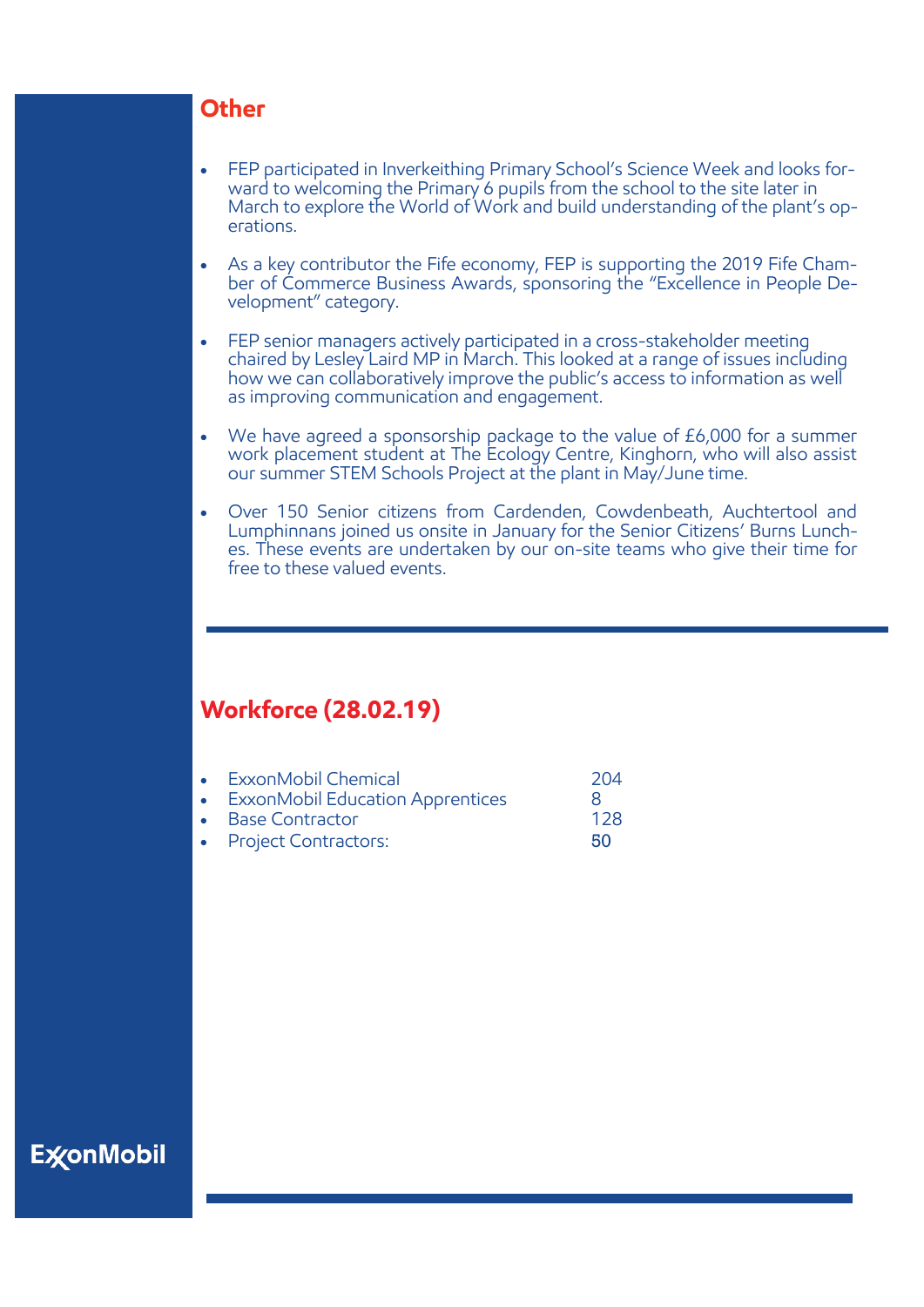## Other

- FEP participated in Inverkeithing Primary School's Science Week and looks forward to welcoming the Primary 6 pupils from the school to the site later in March to explore the World of Work and build understanding of the plant's operations.
- As a key contributor the Fife economy, FEP is supporting the 2019 Fife Chamber of Commerce Business Awards, sponsoring the "Excellence in People Development" category.
- FEP senior managers actively participated in a cross-stakeholder meeting chaired by Lesley Laird MP in March. This looked at a range of issues including how we can collaboratively improve the public's access to information as well as improving communication and engagement.
- We have agreed a sponsorship package to the value of £6,000 for a summer work placement student at The Ecology Centre, Kinghorn, who will also assist our summer STEM Schools Project at the plant in May/June time.
- Over 150 Senior citizens from Cardenden, Cowdenbeath, Auchtertool and Lumphinnans joined us onsite in January for the Senior Citizens' Burns Lunches. These events are undertaken by our on-site teams who give their time for free to these valued events.

## Workforce (28.02.19)

- ExxonMobil Chemical 204
- ExxonMobil Education Apprentices 8
- Base Contractor 128
- Project Contractors: 50

ExxonMobil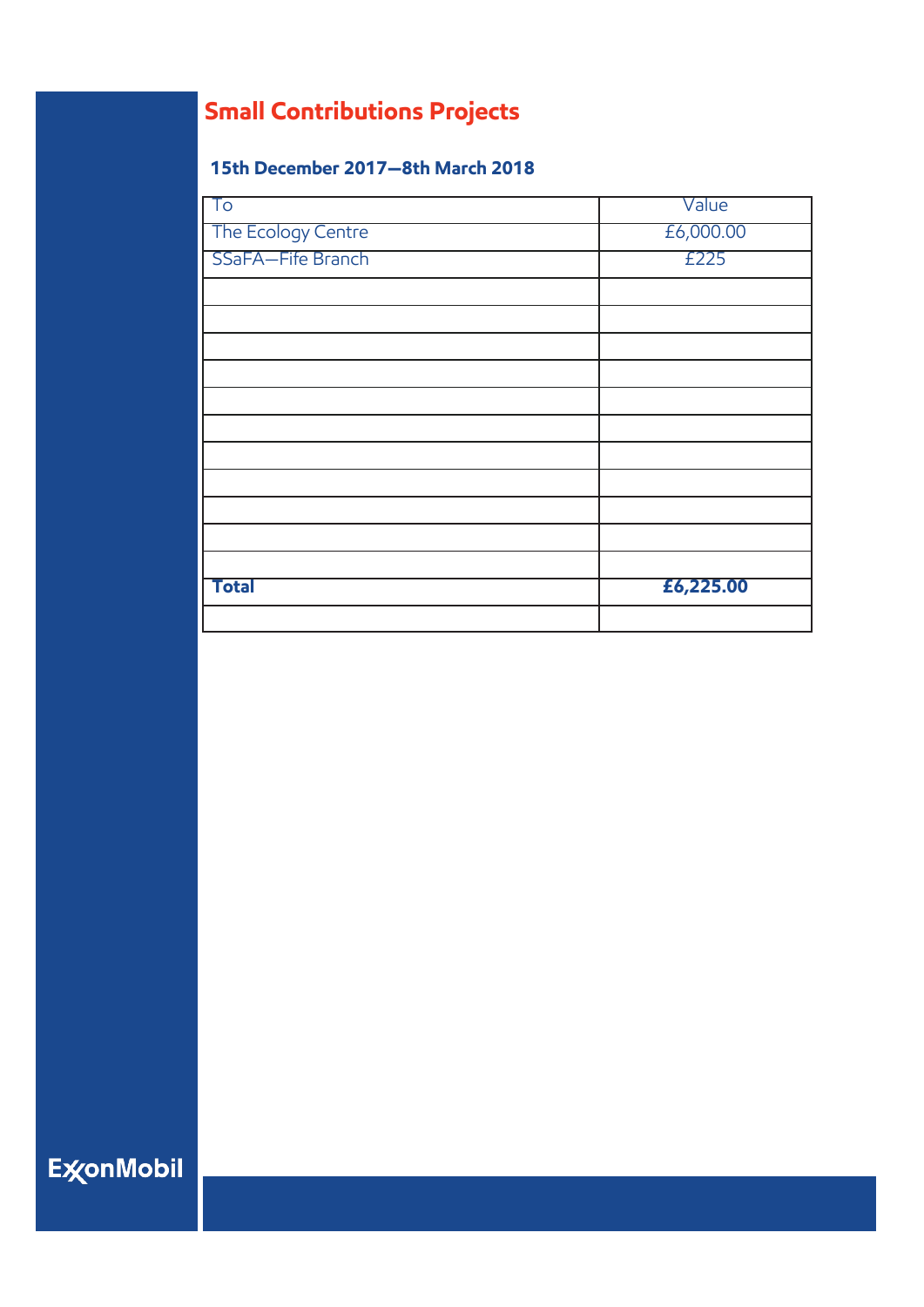# Small Contributions Projects

### 15th December 2017—8th March 2018

| To | Value |
|---|---|
| The Ecology Centre | £6,000.00 |
| SSaFA—Fife Branch | £225 |
| | |
| | |
| | |
| | |
| | |
| | |
| | |
| | |
| | |
| | |
| | |
| **Total** | **£6,225.00** |
| | |

ExxonMobil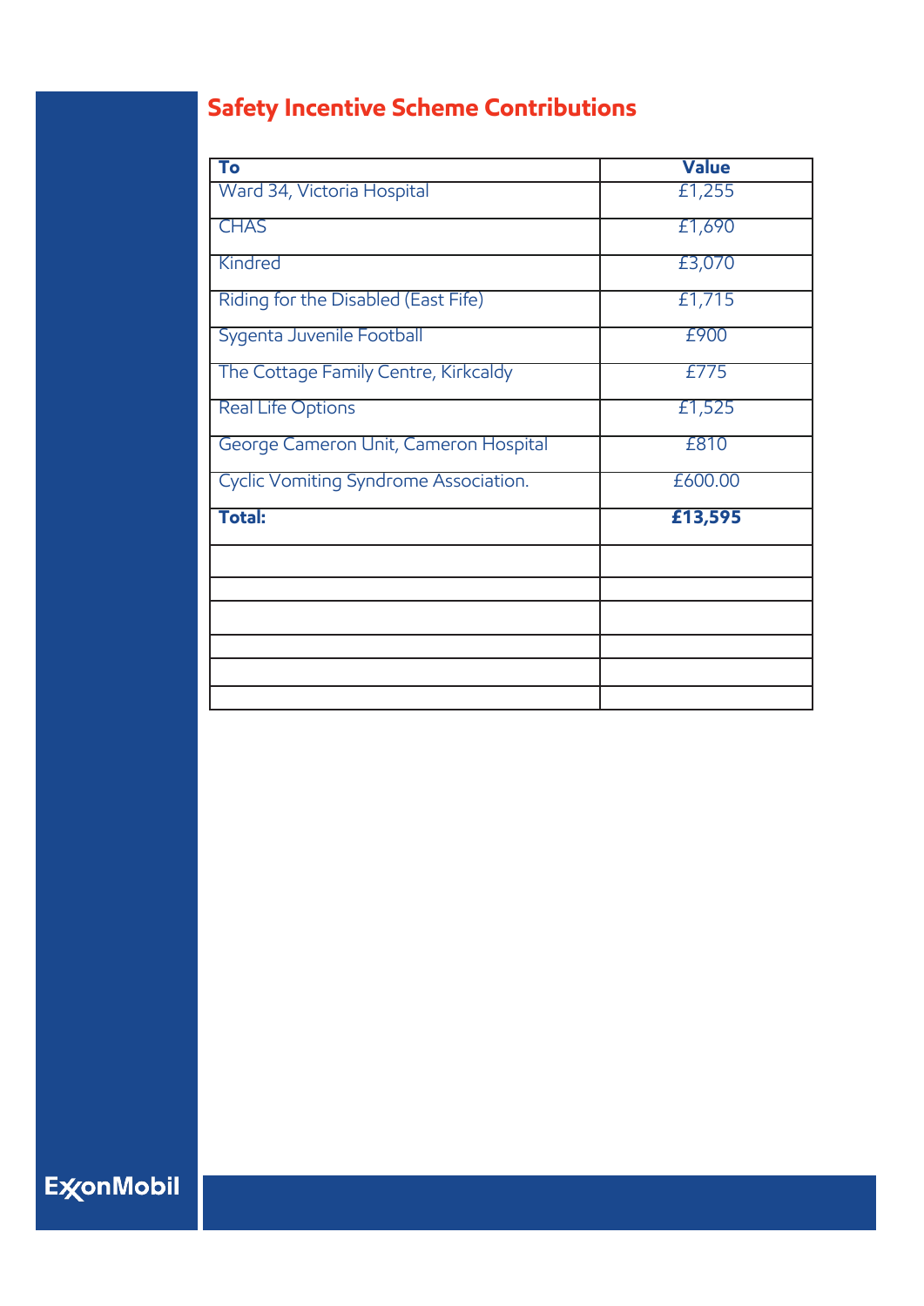## Safety Incentive Scheme Contributions

| To | Value |
|---|---|
| Ward 34, Victoria Hospital | £1,255 |
| CHAS | £1,690 |
| Kindred | £3,070 |
| Riding for the Disabled (East Fife) | £1,715 |
| Sygenta Juvenile Football | £900 |
| The Cottage Family Centre, Kirkcaldy | £775 |
| Real Life Options | £1,525 |
| George Cameron Unit, Cameron Hospital | £810 |
| Cyclic Vomiting Syndrome Association. | £600.00 |
| **Total:** | **£13,595** |
| | |
| | |
| | |
| | |
| | |
| | |